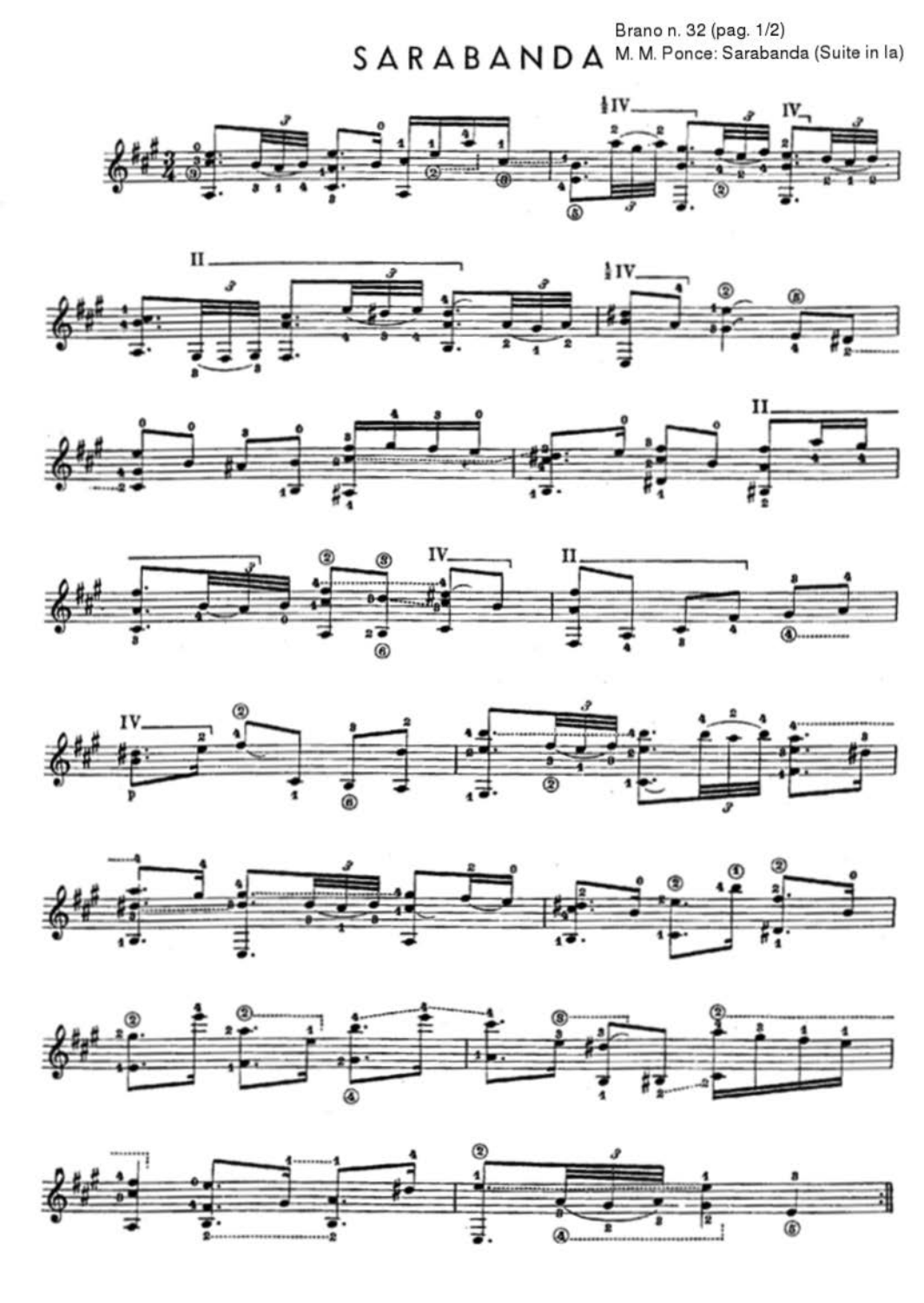# SARABANDA

Brano n. 32 (pag. 1/2)
M. M. Ponce: Sarabanda (Suite in la)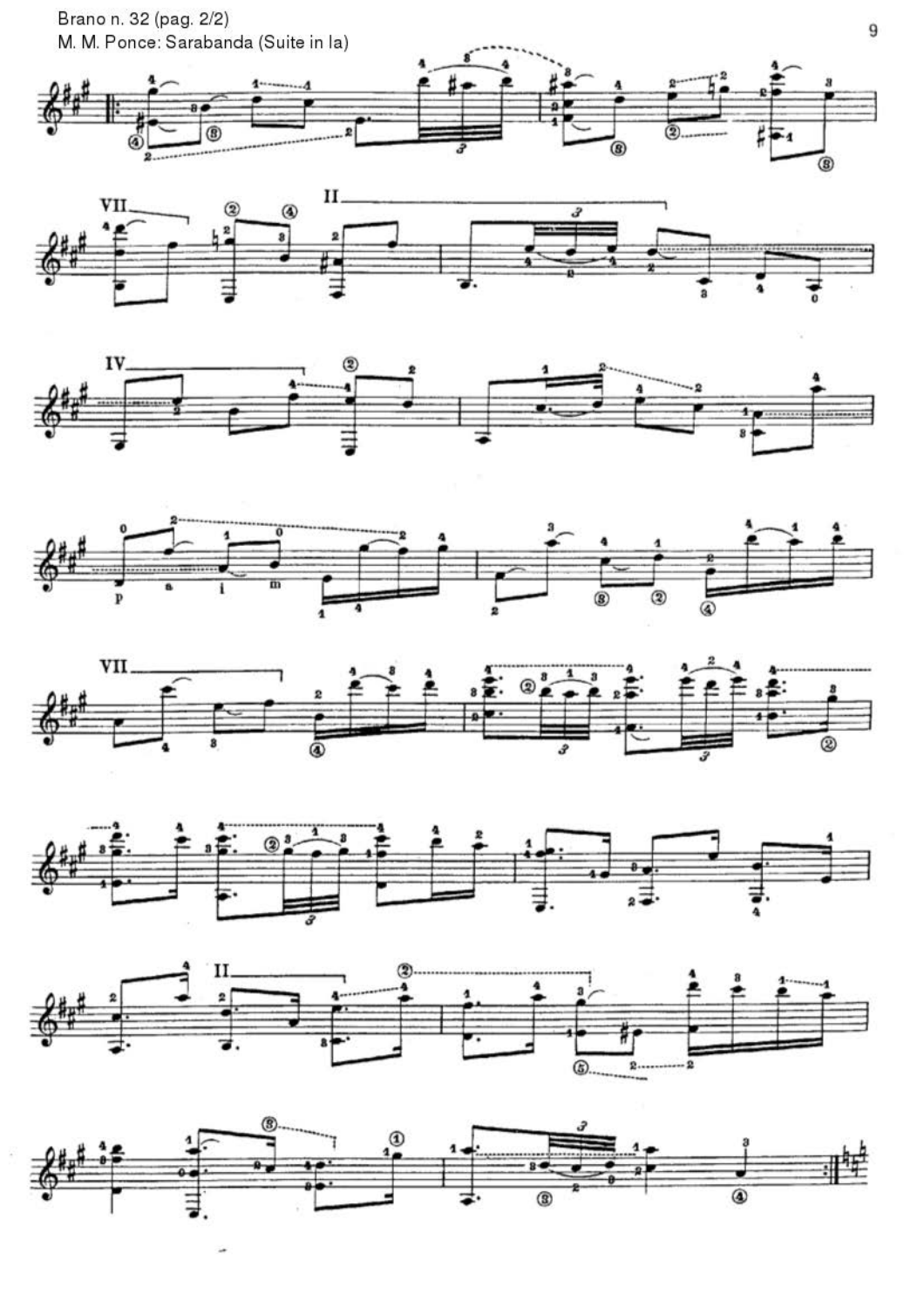Brano n. 32 (pag. 2/2)

M. M. Ponce: Sarabanda (Suite in la)